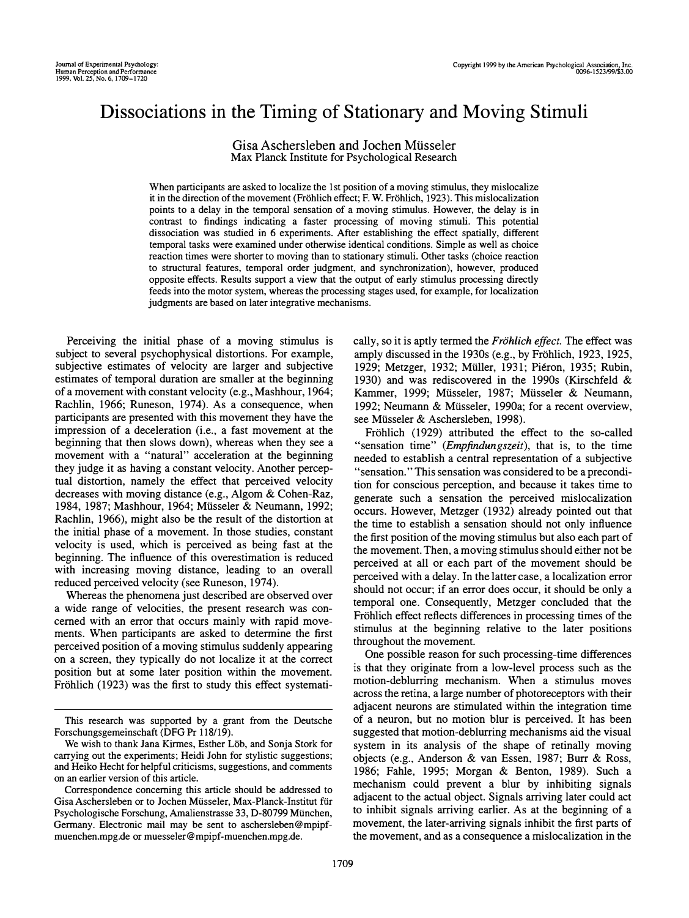# Dissociations in the Timing of Stationary and Moving Stimuli

Gisa Aschersleben and Jochen Müsseler
Max Planck Institute for Psychological Research

When participants are asked to localize the 1st position of a moving stimulus, they mislocalize it in the direction of the movement (Fröhlich effect; F. W. Fröhlich, 1923). This mislocalization points to a delay in the temporal sensation of a moving stimulus. However, the delay is in contrast to findings indicating a faster processing of moving stimuli. This potential dissociation was studied in 6 experiments. After establishing the effect spatially, different temporal tasks were examined under otherwise identical conditions. Simple as well as choice reaction times were shorter to moving than to stationary stimuli. Other tasks (choice reaction to structural features, temporal order judgment, and synchronization), however, produced opposite effects. Results support a view that the output of early stimulus processing directly feeds into the motor system, whereas the processing stages used, for example, for localization judgments are based on later integrative mechanisms.

Perceiving the initial phase of a moving stimulus is subject to several psychophysical distortions. For example, subjective estimates of velocity are larger and subjective estimates of temporal duration are smaller at the beginning of a movement with constant velocity (e.g., Mashhour, 1964; Rachlin, 1966; Runeson, 1974). As a consequence, when participants are presented with this movement they have the impression of a deceleration (i.e., a fast movement at the beginning that then slows down), whereas when they see a movement with a "natural" acceleration at the beginning they judge it as having a constant velocity. Another perceptual distortion, namely the effect that perceived velocity decreases with moving distance (e.g., Algom & Cohen-Raz, 1984, 1987; Mashhour, 1964; Müsseler & Neumann, 1992; Rachlin, 1966), might also be the result of the distortion at the initial phase of a movement. In those studies, constant velocity is used, which is perceived as being fast at the beginning. The influence of this overestimation is reduced with increasing moving distance, leading to an overall reduced perceived velocity (see Runeson, 1974).

Whereas the phenomena just described are observed over a wide range of velocities, the present research was concerned with an error that occurs mainly with rapid movements. When participants are asked to determine the first perceived position of a moving stimulus suddenly appearing on a screen, they typically do not localize it at the correct position but at some later position within the movement. Fröhlich (1923) was the first to study this effect systematically, so it is aptly termed the *Fröhlich effect*. The effect was amply discussed in the 1930s (e.g., by Fröhlich, 1923, 1925, 1929; Metzger, 1932; Müller, 1931; Piéron, 1935; Rubin, 1930) and was rediscovered in the 1990s (Kirschfeld & Kammer, 1999; Müsseler, 1987; Müsseler & Neumann, 1992; Neumann & Müsseler, 1990a; for a recent overview, see Müsseler & Aschersleben, 1998).

Fröhlich (1929) attributed the effect to the so-called "sensation time" (*Empfindungszeit*), that is, to the time needed to establish a central representation of a subjective "sensation." This sensation was considered to be a precondition for conscious perception, and because it takes time to generate such a sensation the perceived mislocalization occurs. However, Metzger (1932) already pointed out that the time to establish a sensation should not only influence the first position of the moving stimulus but also each part of the movement. Then, a moving stimulus should either not be perceived at all or each part of the movement should be perceived with a delay. In the latter case, a localization error should not occur; if an error does occur, it should be only a temporal one. Consequently, Metzger concluded that the Fröhlich effect reflects differences in processing times of the stimulus at the beginning relative to the later positions throughout the movement.

One possible reason for such processing-time differences is that they originate from a low-level process such as the motion-deblurring mechanism. When a stimulus moves across the retina, a large number of photoreceptors with their adjacent neurons are stimulated within the integration time of a neuron, but no motion blur is perceived. It has been suggested that motion-deblurring mechanisms aid the visual system in its analysis of the shape of retinally moving objects (e.g., Anderson & van Essen, 1987; Burr & Ross, 1986; Fahle, 1995; Morgan & Benton, 1989). Such a mechanism could prevent a blur by inhibiting signals adjacent to the actual object. Signals arriving later could act to inhibit signals arriving earlier. As at the beginning of a movement, the later-arriving signals inhibit the first parts of the movement, and as a consequence a mislocalization in the

---

This research was supported by a grant from the Deutsche Forschungsgemeinschaft (DFG Pr 118/19).

We wish to thank Jana Kirmes, Esther Löb, and Sonja Stork for carrying out the experiments; Heidi John for stylistic suggestions; and Heiko Hecht for helpful criticisms, suggestions, and comments on an earlier version of this article.

Correspondence concerning this article should be addressed to Gisa Aschersleben or to Jochen Müsseler, Max-Planck-Institut für Psychologische Forschung, Amalienstrasse 33, D-80799 München, Germany. Electronic mail may be sent to aschersleben@mpipf-muenchen.mpg.de or muesseler@mpipf-muenchen.mpg.de.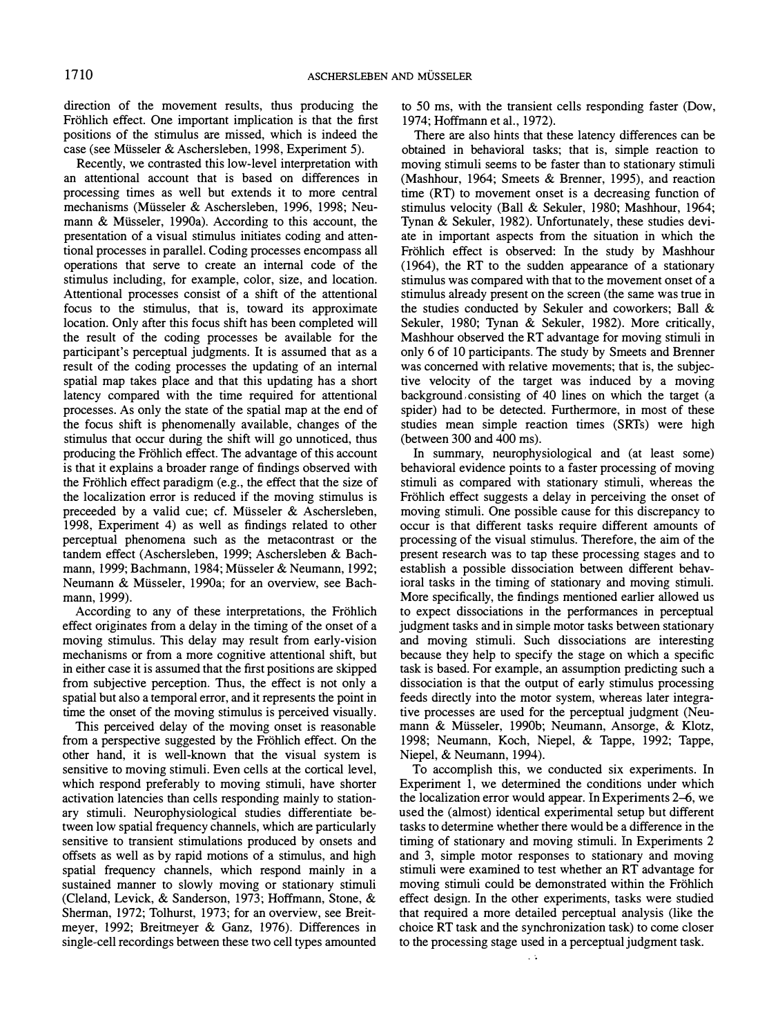direction of the movement results, thus producing the Fröhlich effect. One important implication is that the first positions of the stimulus are missed, which is indeed the case (see Müsseler & Aschersleben, 1998, Experiment 5).

Recently, we contrasted this low-level interpretation with an attentional account that is based on differences in processing times as well but extends it to more central mechanisms (Müsseler & Aschersleben, 1996, 1998; Neumann & Müsseler, 1990a). According to this account, the presentation of a visual stimulus initiates coding and attentional processes in parallel. Coding processes encompass all operations that serve to create an internal code of the stimulus including, for example, color, size, and location. Attentional processes consist of a shift of the attentional focus to the stimulus, that is, toward its approximate location. Only after this focus shift has been completed will the result of the coding processes be available for the participant's perceptual judgments. It is assumed that as a result of the coding processes the updating of an internal spatial map takes place and that this updating has a short latency compared with the time required for attentional processes. As only the state of the spatial map at the end of the focus shift is phenomenally available, changes of the stimulus that occur during the shift will go unnoticed, thus producing the Fröhlich effect. The advantage of this account is that it explains a broader range of findings observed with the Fröhlich effect paradigm (e.g., the effect that the size of the localization error is reduced if the moving stimulus is preceeded by a valid cue; cf. Müsseler & Aschersleben, 1998, Experiment 4) as well as findings related to other perceptual phenomena such as the metacontrast or the tandem effect (Aschersleben, 1999; Aschersleben & Bachmann, 1999; Bachmann, 1984; Müsseler & Neumann, 1992; Neumann & Müsseler, 1990a; for an overview, see Bachmann, 1999).

According to any of these interpretations, the Fröhlich effect originates from a delay in the timing of the onset of a moving stimulus. This delay may result from early-vision mechanisms or from a more cognitive attentional shift, but in either case it is assumed that the first positions are skipped from subjective perception. Thus, the effect is not only a spatial but also a temporal error, and it represents the point in time the onset of the moving stimulus is perceived visually.

This perceived delay of the moving onset is reasonable from a perspective suggested by the Fröhlich effect. On the other hand, it is well-known that the visual system is sensitive to moving stimuli. Even cells at the cortical level, which respond preferably to moving stimuli, have shorter activation latencies than cells responding mainly to stationary stimuli. Neurophysiological studies differentiate between low spatial frequency channels, which are particularly sensitive to transient stimulations produced by onsets and offsets as well as by rapid motions of a stimulus, and high spatial frequency channels, which respond mainly in a sustained manner to slowly moving or stationary stimuli (Cleland, Levick, & Sanderson, 1973; Hoffmann, Stone, & Sherman, 1972; Tolhurst, 1973; for an overview, see Breitmeyer, 1992; Breitmeyer & Ganz, 1976). Differences in single-cell recordings between these two cell types amounted to 50 ms, with the transient cells responding faster (Dow, 1974; Hoffmann et al., 1972).

There are also hints that these latency differences can be obtained in behavioral tasks; that is, simple reaction to moving stimuli seems to be faster than to stationary stimuli (Mashhour, 1964; Smeets & Brenner, 1995), and reaction time (RT) to movement onset is a decreasing function of stimulus velocity (Ball & Sekuler, 1980; Mashhour, 1964; Tynan & Sekuler, 1982). Unfortunately, these studies deviate in important aspects from the situation in which the Fröhlich effect is observed: In the study by Mashhour (1964), the RT to the sudden appearance of a stationary stimulus was compared with that to the movement onset of a stimulus already present on the screen (the same was true in the studies conducted by Sekuler and coworkers; Ball & Sekuler, 1980; Tynan & Sekuler, 1982). More critically, Mashhour observed the RT advantage for moving stimuli in only 6 of 10 participants. The study by Smeets and Brenner was concerned with relative movements; that is, the subjective velocity of the target was induced by a moving background consisting of 40 lines on which the target (a spider) had to be detected. Furthermore, in most of these studies mean simple reaction times (SRTs) were high (between 300 and 400 ms).

In summary, neurophysiological and (at least some) behavioral evidence points to a faster processing of moving stimuli as compared with stationary stimuli, whereas the Fröhlich effect suggests a delay in perceiving the onset of moving stimuli. One possible cause for this discrepancy to occur is that different tasks require different amounts of processing of the visual stimulus. Therefore, the aim of the present research was to tap these processing stages and to establish a possible dissociation between different behavioral tasks in the timing of stationary and moving stimuli. More specifically, the findings mentioned earlier allowed us to expect dissociations in the performances in perceptual judgment tasks and in simple motor tasks between stationary and moving stimuli. Such dissociations are interesting because they help to specify the stage on which a specific task is based. For example, an assumption predicting such a dissociation is that the output of early stimulus processing feeds directly into the motor system, whereas later integrative processes are used for the perceptual judgment (Neumann & Müsseler, 1990b; Neumann, Ansorge, & Klotz, 1998; Neumann, Koch, Niepel, & Tappe, 1992; Tappe, Niepel, & Neumann, 1994).

To accomplish this, we conducted six experiments. In Experiment 1, we determined the conditions under which the localization error would appear. In Experiments 2–6, we used the (almost) identical experimental setup but different tasks to determine whether there would be a difference in the timing of stationary and moving stimuli. In Experiments 2 and 3, simple motor responses to stationary and moving stimuli were examined to test whether an RT advantage for moving stimuli could be demonstrated within the Fröhlich effect design. In the other experiments, tasks were studied that required a more detailed perceptual analysis (like the choice RT task and the synchronization task) to come closer to the processing stage used in a perceptual judgment task.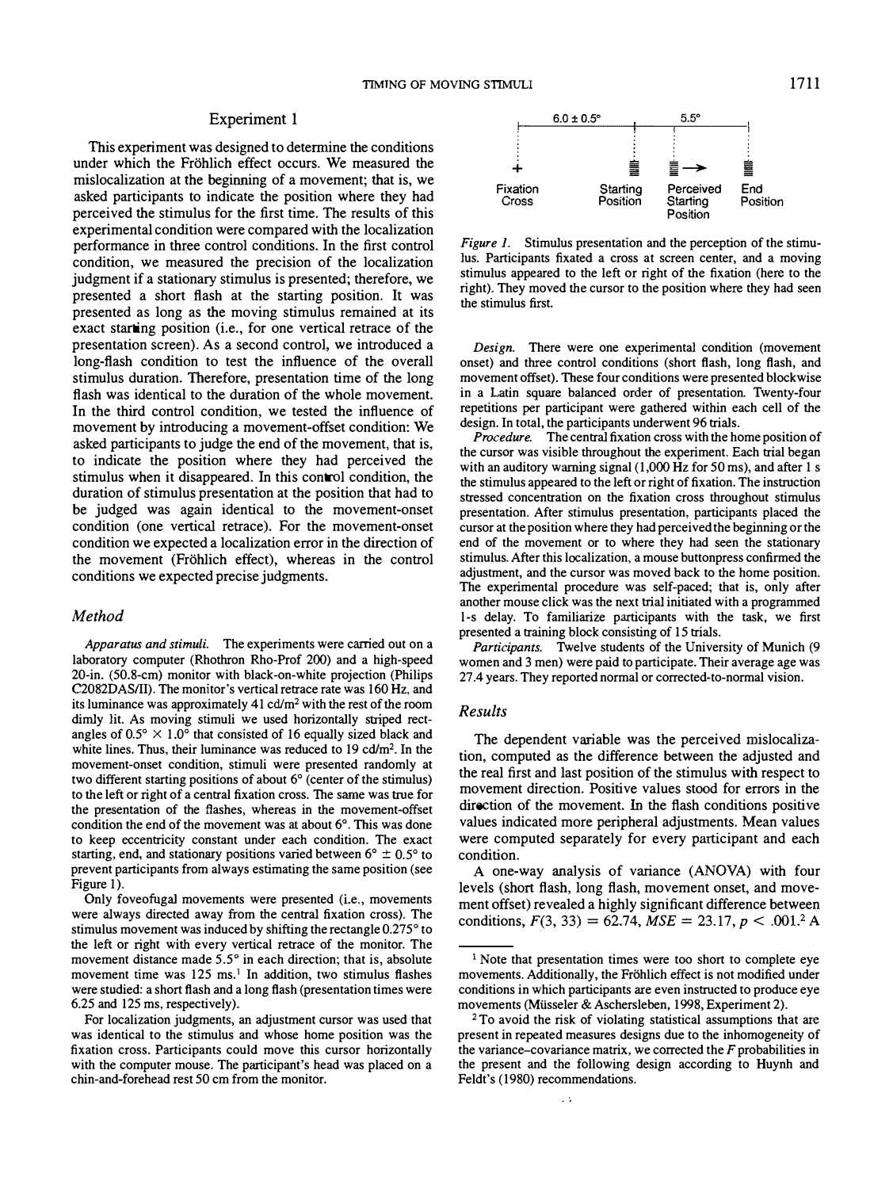## Experiment 1

This experiment was designed to determine the conditions under which the Fröhlich effect occurs. We measured the mislocalization at the beginning of a movement; that is, we asked participants to indicate the position where they had perceived the stimulus for the first time. The results of this experimental condition were compared with the localization performance in three control conditions. In the first control condition, we measured the precision of the localization judgment if a stationary stimulus is presented; therefore, we presented a short flash at the starting position. It was presented as long as the moving stimulus remained at its exact starting position (i.e., for one vertical retrace of the presentation screen). As a second control, we introduced a long-flash condition to test the influence of the overall stimulus duration. Therefore, presentation time of the long flash was identical to the duration of the whole movement. In the third control condition, we tested the influence of movement by introducing a movement-offset condition: We asked participants to judge the end of the movement, that is, to indicate the position where they had perceived the stimulus when it disappeared. In this control condition, the duration of stimulus presentation at the position that had to be judged was again identical to the movement-onset condition (one vertical retrace). For the movement-onset condition we expected a localization error in the direction of the movement (Fröhlich effect), whereas in the control conditions we expected precise judgments.

### Method

*Apparatus and stimuli.* The experiments were carried out on a laboratory computer (Rhothron Rho-Prof 200) and a high-speed 20-in. (50.8-cm) monitor with black-on-white projection (Philips C2082DAS/II). The monitor's vertical retrace rate was 160 Hz, and its luminance was approximately 41 cd/m² with the rest of the room dimly lit. As moving stimuli we used horizontally striped rectangles of 0.5° × 1.0° that consisted of 16 equally sized black and white lines. Thus, their luminance was reduced to 19 cd/m². In the movement-onset condition, stimuli were presented randomly at two different starting positions of about 6° (center of the stimulus) to the left or right of a central fixation cross. The same was true for the presentation of the flashes, whereas in the movement-offset condition the end of the movement was at about 6°. This was done to keep eccentricity constant under each condition. The exact starting, end, and stationary positions varied between 6° ± 0.5° to prevent participants from always estimating the same position (see Figure 1).

Only foveofugal movements were presented (i.e., movements were always directed away from the central fixation cross). The stimulus movement was induced by shifting the rectangle 0.275° to the left or right with every vertical retrace of the monitor. The movement distance made 5.5° in each direction; that is, absolute movement time was 125 ms.[1] In addition, two stimulus flashes were studied: a short flash and a long flash (presentation times were 6.25 and 125 ms, respectively).

For localization judgments, an adjustment cursor was used that was identical to the stimulus and whose home position was the fixation cross. Participants could move this cursor horizontally with the computer mouse. The participant's head was placed on a chin-and-forehead rest 50 cm from the monitor.

Fixation Cross — 6.0 ± 0.5° — Starting Position — Perceived Starting Position — 5.5° — End Position

*Figure 1.* Stimulus presentation and the perception of the stimulus. Participants fixated a cross at screen center, and a moving stimulus appeared to the left or right of the fixation (here to the right). They moved the cursor to the position where they had seen the stimulus first.

*Design.* There were one experimental condition (movement onset) and three control conditions (short flash, long flash, and movement offset). These four conditions were presented blockwise in a Latin square balanced order of presentation. Twenty-four repetitions per participant were gathered within each cell of the design. In total, the participants underwent 96 trials.

*Procedure.* The central fixation cross with the home position of the cursor was visible throughout the experiment. Each trial began with an auditory warning signal (1,000 Hz for 50 ms), and after 1 s the stimulus appeared to the left or right of fixation. The instruction stressed concentration on the fixation cross throughout stimulus presentation. After stimulus presentation, participants placed the cursor at the position where they had perceived the beginning or the end of the movement or to where they had seen the stationary stimulus. After this localization, a mouse buttonpress confirmed the adjustment, and the cursor was moved back to the home position. The experimental procedure was self-paced; that is, only after another mouse click was the next trial initiated with a programmed 1-s delay. To familiarize participants with the task, we first presented a training block consisting of 15 trials.

*Participants.* Twelve students of the University of Munich (9 women and 3 men) were paid to participate. Their average age was 27.4 years. They reported normal or corrected-to-normal vision.

### Results

The dependent variable was the perceived mislocalization, computed as the difference between the adjusted and the real first and last position of the stimulus with respect to movement direction. Positive values stood for errors in the direction of the movement. In the flash conditions positive values indicated more peripheral adjustments. Mean values were computed separately for every participant and each condition.

A one-way analysis of variance (ANOVA) with four levels (short flash, long flash, movement onset, and movement offset) revealed a highly significant difference between conditions, $F(3, 33) = 62.74$, $MSE = 23.17$, $p < .001$.[2] A

[1] Note that presentation times were too short to complete eye movements. Additionally, the Fröhlich effect is not modified under conditions in which participants are even instructed to produce eye movements (Müsseler & Aschersleben, 1998, Experiment 2).

[2] To avoid the risk of violating statistical assumptions that are present in repeated measures designs due to the inhomogeneity of the variance–covariance matrix, we corrected the $F$ probabilities in the present and the following design according to Huynh and Feldt's (1980) recommendations.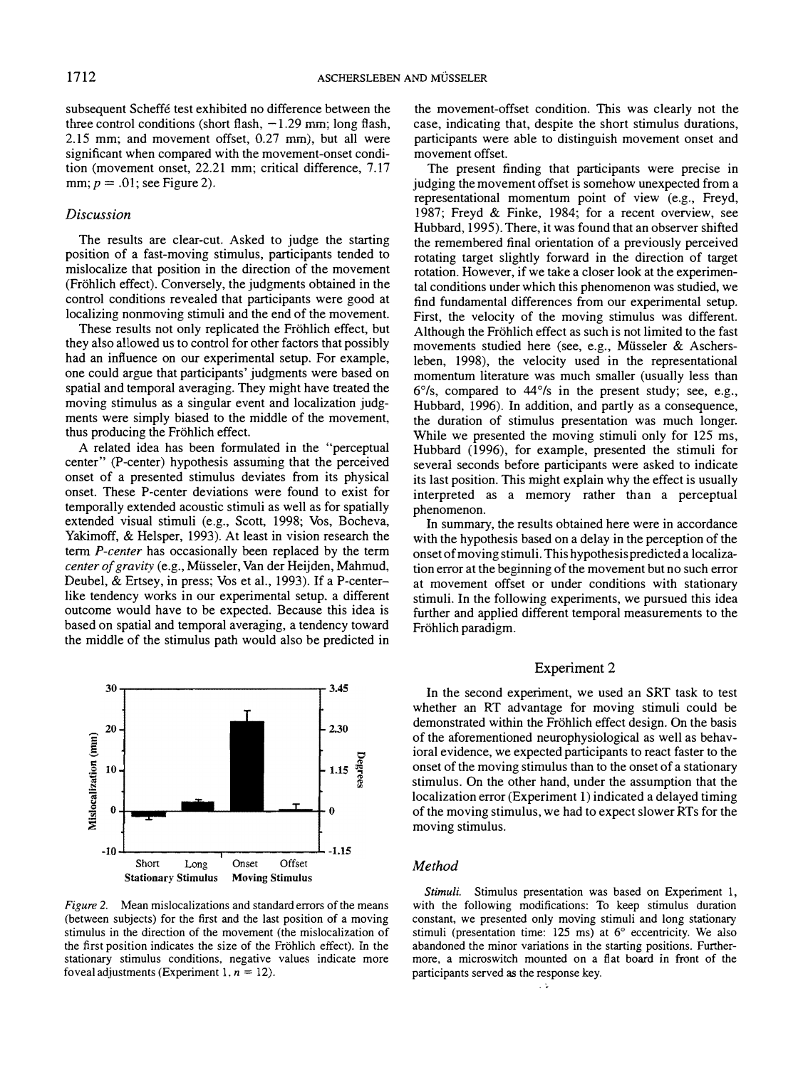subsequent Scheffé test exhibited no difference between the three control conditions (short flash, −1.29 mm; long flash, 2.15 mm; and movement offset, 0.27 mm), but all were significant when compared with the movement-onset condition (movement onset, 22.21 mm; critical difference, 7.17 mm; $p = .01$; see Figure 2).

### Discussion

The results are clear-cut. Asked to judge the starting position of a fast-moving stimulus, participants tended to mislocalize that position in the direction of the movement (Fröhlich effect). Conversely, the judgments obtained in the control conditions revealed that participants were good at localizing nonmoving stimuli and the end of the movement.

These results not only replicated the Fröhlich effect, but they also allowed us to control for other factors that possibly had an influence on our experimental setup. For example, one could argue that participants' judgments were based on spatial and temporal averaging. They might have treated the moving stimulus as a singular event and localization judgments were simply biased to the middle of the movement, thus producing the Fröhlich effect.

A related idea has been formulated in the "perceptual center" (P-center) hypothesis assuming that the perceived onset of a presented stimulus deviates from its physical onset. These P-center deviations were found to exist for temporally extended acoustic stimuli as well as for spatially extended visual stimuli (e.g., Scott, 1998; Vos, Bocheva, Yakimoff, & Helsper, 1993). At least in vision research the term *P-center* has occasionally been replaced by the term *center of gravity* (e.g., Müsseler, Van der Heijden, Mahmud, Deubel, & Ertsey, in press; Vos et al., 1993). If a P-center–like tendency works in our experimental setup, a different outcome would have to be expected. Because this idea is based on spatial and temporal averaging, a tendency toward the middle of the stimulus path would also be predicted in the movement-offset condition. This was clearly not the case, indicating that, despite the short stimulus durations, participants were able to distinguish movement onset and movement offset.

*Figure 2.* Mean mislocalizations and standard errors of the means (between subjects) for the first and the last position of a moving stimulus in the direction of the movement (the mislocalization of the first position indicates the size of the Fröhlich effect). In the stationary stimulus conditions, negative values indicate more foveal adjustments (Experiment 1, $n = 12$).

The present finding that participants were precise in judging the movement offset is somehow unexpected from a representational momentum point of view (e.g., Freyd, 1987; Freyd & Finke, 1984; for a recent overview, see Hubbard, 1995). There, it was found that an observer shifted the remembered final orientation of a previously perceived rotating target slightly forward in the direction of target rotation. However, if we take a closer look at the experimental conditions under which this phenomenon was studied, we find fundamental differences from our experimental setup. First, the velocity of the moving stimulus was different. Although the Fröhlich effect as such is not limited to the fast movements studied here (see, e.g., Müsseler & Aschersleben, 1998), the velocity used in the representational momentum literature was much smaller (usually less than 6°/s, compared to 44°/s in the present study; see, e.g., Hubbard, 1996). In addition, and partly as a consequence, the duration of stimulus presentation was much longer. While we presented the moving stimuli only for 125 ms, Hubbard (1996), for example, presented the stimuli for several seconds before participants were asked to indicate its last position. This might explain why the effect is usually interpreted as a memory rather than a perceptual phenomenon.

In summary, the results obtained here were in accordance with the hypothesis based on a delay in the perception of the onset of moving stimuli. This hypothesis predicted a localization error at the beginning of the movement but no such error at movement offset or under conditions with stationary stimuli. In the following experiments, we pursued this idea further and applied different temporal measurements to the Fröhlich paradigm.

## Experiment 2

In the second experiment, we used an SRT task to test whether an RT advantage for moving stimuli could be demonstrated within the Fröhlich effect design. On the basis of the aforementioned neurophysiological as well as behavioral evidence, we expected participants to react faster to the onset of the moving stimulus than to the onset of a stationary stimulus. On the other hand, under the assumption that the localization error (Experiment 1) indicated a delayed timing of the moving stimulus, we had to expect slower RTs for the moving stimulus.

### Method

*Stimuli.* Stimulus presentation was based on Experiment 1, with the following modifications: To keep stimulus duration constant, we presented only moving stimuli and long stationary stimuli (presentation time: 125 ms) at 6° eccentricity. We also abandoned the minor variations in the starting positions. Furthermore, a microswitch mounted on a flat board in front of the participants served as the response key.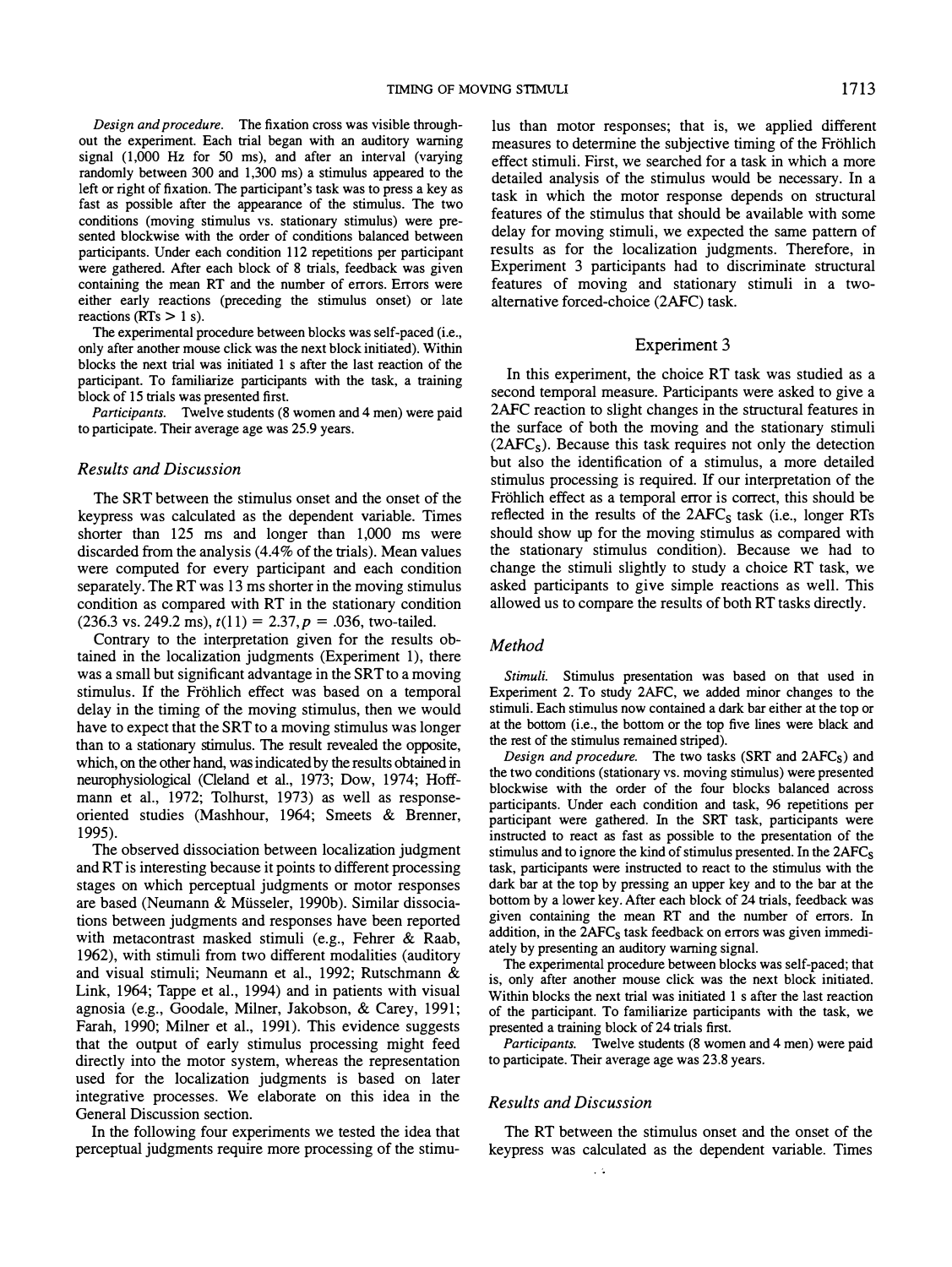*Design and procedure.* The fixation cross was visible throughout the experiment. Each trial began with an auditory warning signal (1,000 Hz for 50 ms), and after an interval (varying randomly between 300 and 1,300 ms) a stimulus appeared to the left or right of fixation. The participant's task was to press a key as fast as possible after the appearance of the stimulus. The two conditions (moving stimulus vs. stationary stimulus) were presented blockwise with the order of conditions balanced between participants. Under each condition 112 repetitions per participant were gathered. After each block of 8 trials, feedback was given containing the mean RT and the number of errors. Errors were either early reactions (preceding the stimulus onset) or late reactions (RTs > 1 s).

The experimental procedure between blocks was self-paced (i.e., only after another mouse click was the next block initiated). Within blocks the next trial was initiated 1 s after the last reaction of the participant. To familiarize participants with the task, a training block of 15 trials was presented first.

*Participants.* Twelve students (8 women and 4 men) were paid to participate. Their average age was 25.9 years.

### *Results and Discussion*

The SRT between the stimulus onset and the onset of the keypress was calculated as the dependent variable. Times shorter than 125 ms and longer than 1,000 ms were discarded from the analysis (4.4% of the trials). Mean values were computed for every participant and each condition separately. The RT was 13 ms shorter in the moving stimulus condition as compared with RT in the stationary condition (236.3 vs. 249.2 ms), $t(11) = 2.37, p = .036$, two-tailed.

Contrary to the interpretation given for the results obtained in the localization judgments (Experiment 1), there was a small but significant advantage in the SRT to a moving stimulus. If the Fröhlich effect was based on a temporal delay in the timing of the moving stimulus, then we would have to expect that the SRT to a moving stimulus was longer than to a stationary stimulus. The result revealed the opposite, which, on the other hand, was indicated by the results obtained in neurophysiological (Cleland et al., 1973; Dow, 1974; Hoffmann et al., 1972; Tolhurst, 1973) as well as response-oriented studies (Mashhour, 1964; Smeets & Brenner, 1995).

The observed dissociation between localization judgment and RT is interesting because it points to different processing stages on which perceptual judgments or motor responses are based (Neumann & Müsseler, 1990b). Similar dissociations between judgments and responses have been reported with metacontrast masked stimuli (e.g., Fehrer & Raab, 1962), with stimuli from two different modalities (auditory and visual stimuli; Neumann et al., 1992; Rutschmann & Link, 1964; Tappe et al., 1994) and in patients with visual agnosia (e.g., Goodale, Milner, Jakobson, & Carey, 1991; Farah, 1990; Milner et al., 1991). This evidence suggests that the output of early stimulus processing might feed directly into the motor system, whereas the representation used for the localization judgments is based on later integrative processes. We elaborate on this idea in the General Discussion section.

In the following four experiments we tested the idea that perceptual judgments require more processing of the stimulus than motor responses; that is, we applied different measures to determine the subjective timing of the Fröhlich effect stimuli. First, we searched for a task in which a more detailed analysis of the stimulus would be necessary. In a task in which the motor response depends on structural features of the stimulus that should be available with some delay for moving stimuli, we expected the same pattern of results as for the localization judgments. Therefore, in Experiment 3 participants had to discriminate structural features of moving and stationary stimuli in a two-alternative forced-choice (2AFC) task.

## Experiment 3

In this experiment, the choice RT task was studied as a second temporal measure. Participants were asked to give a 2AFC reaction to slight changes in the structural features in the surface of both the moving and the stationary stimuli ($2AFC_S$). Because this task requires not only the detection but also the identification of a stimulus, a more detailed stimulus processing is required. If our interpretation of the Fröhlich effect as a temporal error is correct, this should be reflected in the results of the $2AFC_S$ task (i.e., longer RTs should show up for the moving stimulus as compared with the stationary stimulus condition). Because we had to change the stimuli slightly to study a choice RT task, we asked participants to give simple reactions as well. This allowed us to compare the results of both RT tasks directly.

### *Method*

*Stimuli.* Stimulus presentation was based on that used in Experiment 2. To study 2AFC, we added minor changes to the stimuli. Each stimulus now contained a dark bar either at the top or at the bottom (i.e., the bottom or the top five lines were black and the rest of the stimulus remained striped).

*Design and procedure.* The two tasks (SRT and $2AFC_S$) and the two conditions (stationary vs. moving stimulus) were presented blockwise with the order of the four blocks balanced across participants. Under each condition and task, 96 repetitions per participant were gathered. In the SRT task, participants were instructed to react as fast as possible to the presentation of the stimulus and to ignore the kind of stimulus presented. In the $2AFC_S$ task, participants were instructed to react to the stimulus with the dark bar at the top by pressing an upper key and to the bar at the bottom by a lower key. After each block of 24 trials, feedback was given containing the mean RT and the number of errors. In addition, in the $2AFC_S$ task feedback on errors was given immediately by presenting an auditory warning signal.

The experimental procedure between blocks was self-paced; that is, only after another mouse click was the next block initiated. Within blocks the next trial was initiated 1 s after the last reaction of the participant. To familiarize participants with the task, we presented a training block of 24 trials first.

*Participants.* Twelve students (8 women and 4 men) were paid to participate. Their average age was 23.8 years.

### *Results and Discussion*

The RT between the stimulus onset and the onset of the keypress was calculated as the dependent variable. Times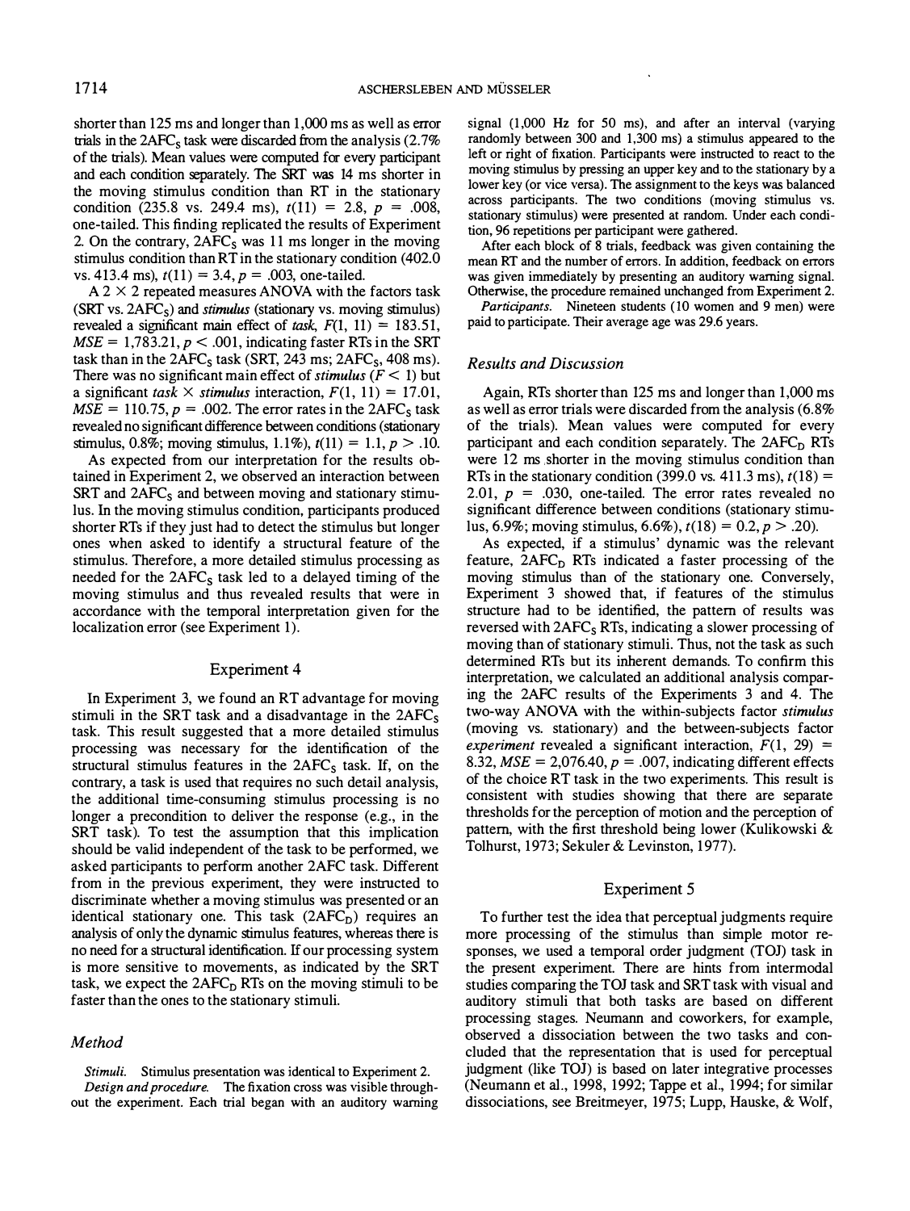shorter than 125 ms and longer than 1,000 ms as well as error trials in the $2AFC_S$ task were discarded from the analysis (2.7% of the trials). Mean values were computed for every participant and each condition separately. The SRT was 14 ms shorter in the moving stimulus condition than RT in the stationary condition (235.8 vs. 249.4 ms), $t(11) = 2.8$, $p = .008$, one-tailed. This finding replicated the results of Experiment 2. On the contrary, $2AFC_S$ was 11 ms longer in the moving stimulus condition than RT in the stationary condition (402.0 vs. 413.4 ms), $t(11) = 3.4$, $p = .003$, one-tailed.

A 2 × 2 repeated measures ANOVA with the factors task (SRT vs. $2AFC_S$) and *stimulus* (stationary vs. moving stimulus) revealed a significant main effect of *task*, $F(1, 11) = 183.51$, $MSE = 1{,}783.21$, $p < .001$, indicating faster RTs in the SRT task than in the $2AFC_S$ task (SRT, 243 ms; $2AFC_S$, 408 ms). There was no significant main effect of *stimulus* ($F < 1$) but a significant *task* × *stimulus* interaction, $F(1, 11) = 17.01$, $MSE = 110.75$, $p = .002$. The error rates in the $2AFC_S$ task revealed no significant difference between conditions (stationary stimulus, 0.8%; moving stimulus, 1.1%), $t(11) = 1.1$, $p > .10$.

As expected from our interpretation for the results obtained in Experiment 2, we observed an interaction between SRT and $2AFC_S$ and between moving and stationary stimulus. In the moving stimulus condition, participants produced shorter RTs if they just had to detect the stimulus but longer ones when asked to identify a structural feature of the stimulus. Therefore, a more detailed stimulus processing as needed for the $2AFC_S$ task led to a delayed timing of the moving stimulus and thus revealed results that were in accordance with the temporal interpretation given for the localization error (see Experiment 1).

## Experiment 4

In Experiment 3, we found an RT advantage for moving stimuli in the SRT task and a disadvantage in the $2AFC_S$ task. This result suggested that a more detailed stimulus processing was necessary for the identification of the structural stimulus features in the $2AFC_S$ task. If, on the contrary, a task is used that requires no such detail analysis, the additional time-consuming stimulus processing is no longer a precondition to deliver the response (e.g., in the SRT task). To test the assumption that this implication should be valid independent of the task to be performed, we asked participants to perform another 2AFC task. Different from in the previous experiment, they were instructed to discriminate whether a moving stimulus was presented or an identical stationary one. This task ($2AFC_D$) requires an analysis of only the dynamic stimulus features, whereas there is no need for a structural identification. If our processing system is more sensitive to movements, as indicated by the SRT task, we expect the $2AFC_D$ RTs on the moving stimuli to be faster than the ones to the stationary stimuli.

### Method

*Stimuli.* Stimulus presentation was identical to Experiment 2.

*Design and procedure.* The fixation cross was visible throughout the experiment. Each trial began with an auditory warning signal (1,000 Hz for 50 ms), and after an interval (varying randomly between 300 and 1,300 ms) a stimulus appeared to the left or right of fixation. Participants were instructed to react to the moving stimulus by pressing an upper key and to the stationary by a lower key (or vice versa). The assignment to the keys was balanced across participants. The two conditions (moving stimulus vs. stationary stimulus) were presented at random. Under each condition, 96 repetitions per participant were gathered.

After each block of 8 trials, feedback was given containing the mean RT and the number of errors. In addition, feedback on errors was given immediately by presenting an auditory warning signal. Otherwise, the procedure remained unchanged from Experiment 2.

*Participants.* Nineteen students (10 women and 9 men) were paid to participate. Their average age was 29.6 years.

### Results and Discussion

Again, RTs shorter than 125 ms and longer than 1,000 ms as well as error trials were discarded from the analysis (6.8% of the trials). Mean values were computed for every participant and each condition separately. The $2AFC_D$ RTs were 12 ms shorter in the moving stimulus condition than RTs in the stationary condition (399.0 vs. 411.3 ms), $t(18) = 2.01$, $p = .030$, one-tailed. The error rates revealed no significant difference between conditions (stationary stimulus, 6.9%; moving stimulus, 6.6%), $t(18) = 0.2$, $p > .20$).

As expected, if a stimulus' dynamic was the relevant feature, $2AFC_D$ RTs indicated a faster processing of the moving stimulus than of the stationary one. Conversely, Experiment 3 showed that, if features of the stimulus structure had to be identified, the pattern of results was reversed with $2AFC_S$ RTs, indicating a slower processing of moving than of stationary stimuli. Thus, not the task as such determined RTs but its inherent demands. To confirm this interpretation, we calculated an additional analysis comparing the 2AFC results of the Experiments 3 and 4. The two-way ANOVA with the within-subjects factor *stimulus* (moving vs. stationary) and the between-subjects factor *experiment* revealed a significant interaction, $F(1, 29) = 8.32$, $MSE = 2{,}076.40$, $p = .007$, indicating different effects of the choice RT task in the two experiments. This result is consistent with studies showing that there are separate thresholds for the perception of motion and the perception of pattern, with the first threshold being lower (Kulikowski & Tolhurst, 1973; Sekuler & Levinston, 1977).

## Experiment 5

To further test the idea that perceptual judgments require more processing of the stimulus than simple motor responses, we used a temporal order judgment (TOJ) task in the present experiment. There are hints from intermodal studies comparing the TOJ task and SRT task with visual and auditory stimuli that both tasks are based on different processing stages. Neumann and coworkers, for example, observed a dissociation between the two tasks and concluded that the representation that is used for perceptual judgment (like TOJ) is based on later integrative processes (Neumann et al., 1998, 1992; Tappe et al., 1994; for similar dissociations, see Breitmeyer, 1975; Lupp, Hauske, & Wolf,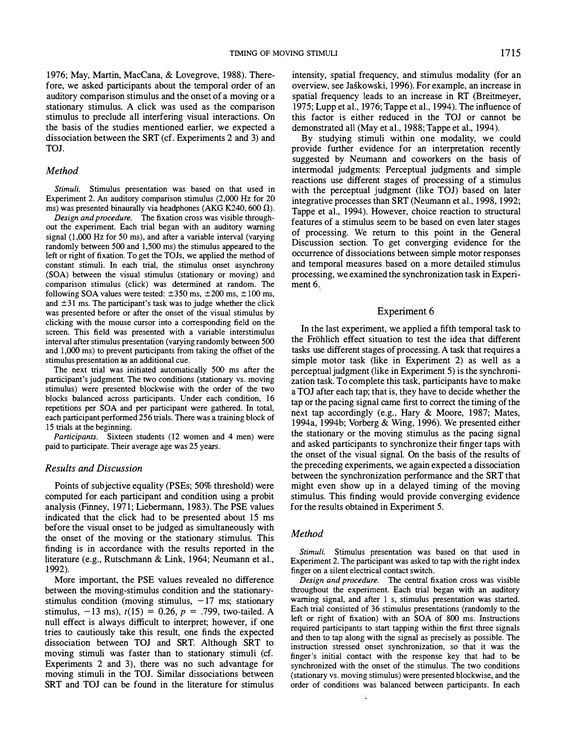1976; May, Martin, MacCana, & Lovegrove, 1988). Therefore, we asked participants about the temporal order of an auditory comparison stimulus and the onset of a moving or a stationary stimulus. A click was used as the comparison stimulus to preclude all interfering visual interactions. On the basis of the studies mentioned earlier, we expected a dissociation between the SRT (cf. Experiments 2 and 3) and TOJ.

### Method

*Stimuli.* Stimulus presentation was based on that used in Experiment 2. An auditory comparison stimulus (2,000 Hz for 20 ms) was presented binaurally via headphones (AKG K240, 600 Ω).

*Design and procedure.* The fixation cross was visible throughout the experiment. Each trial began with an auditory warning signal (1,000 Hz for 50 ms), and after a variable interval (varying randomly between 500 and 1,500 ms) the stimulus appeared to the left or right of fixation. To get the TOJs, we applied the method of constant stimuli. In each trial, the stimulus onset asynchrony (SOA) between the visual stimulus (stationary or moving) and comparison stimulus (click) was determined at random. The following SOA values were tested: ±350 ms, ±200 ms, ±100 ms, and ±31 ms. The participant's task was to judge whether the click was presented before or after the onset of the visual stimulus by clicking with the mouse cursor into a corresponding field on the screen. This field was presented with a variable interstimulus interval after stimulus presentation (varying randomly between 500 and 1,000 ms) to prevent participants from taking the offset of the stimulus presentation as an additional cue.

The next trial was initiated automatically 500 ms after the participant's judgment. The two conditions (stationary vs. moving stimulus) were presented blockwise with the order of the two blocks balanced across participants. Under each condition, 16 repetitions per SOA and per participant were gathered. In total, each participant performed 256 trials. There was a training block of 15 trials at the beginning.

*Participants.* Sixteen students (12 women and 4 men) were paid to participate. Their average age was 25 years.

### Results and Discussion

Points of subjective equality (PSEs; 50% threshold) were computed for each participant and condition using a probit analysis (Finney, 1971; Liebermann, 1983). The PSE values indicated that the click had to be presented about 15 ms before the visual onset to be judged as simultaneously with the onset of the moving or the stationary stimulus. This finding is in accordance with the results reported in the literature (e.g., Rutschmann & Link, 1964; Neumann et al., 1992).

More important, the PSE values revealed no difference between the moving-stimulus condition and the stationary-stimulus condition (moving stimulus, −17 ms; stationary stimulus, −13 ms), $t(15) = 0.26$, $p = .799$, two-tailed. A null effect is always difficult to interpret; however, if one tries to cautiously take this result, one finds the expected dissociation between TOJ and SRT. Although SRT to moving stimuli was faster than to stationary stimuli (cf. Experiments 2 and 3), there was no such advantage for moving stimuli in the TOJ. Similar dissociations between SRT and TOJ can be found in the literature for stimulus intensity, spatial frequency, and stimulus modality (for an overview, see Jaśkowski, 1996). For example, an increase in spatial frequency leads to an increase in RT (Breitmeyer, 1975; Lupp et al., 1976; Tappe et al., 1994). The influence of this factor is either reduced in the TOJ or cannot be demonstrated all (May et al., 1988; Tappe et al., 1994).

By studying stimuli within one modality, we could provide further evidence for an interpretation recently suggested by Neumann and coworkers on the basis of intermodal judgments: Perceptual judgments and simple reactions use different stages of processing of a stimulus with the perceptual judgment (like TOJ) based on later integrative processes than SRT (Neumann et al., 1998, 1992; Tappe et al., 1994). However, choice reaction to structural features of a stimulus seem to be based on even later stages of processing. We return to this point in the General Discussion section. To get converging evidence for the occurrence of dissociations between simple motor responses and temporal measures based on a more detailed stimulus processing, we examined the synchronization task in Experiment 6.

## Experiment 6

In the last experiment, we applied a fifth temporal task to the Fröhlich effect situation to test the idea that different tasks use different stages of processing. A task that requires a simple motor task (like in Experiment 2) as well as a perceptual judgment (like in Experiment 5) is the synchronization task. To complete this task, participants have to make a TOJ after each tap; that is, they have to decide whether the tap or the pacing signal came first to correct the timing of the next tap accordingly (e.g., Hary & Moore, 1987; Mates, 1994a, 1994b; Vorberg & Wing, 1996). We presented either the stationary or the moving stimulus as the pacing signal and asked participants to synchronize their finger taps with the onset of the visual signal. On the basis of the results of the preceding experiments, we again expected a dissociation between the synchronization performance and the SRT that might even show up in a delayed timing of the moving stimulus. This finding would provide converging evidence for the results obtained in Experiment 5.

### Method

*Stimuli.* Stimulus presentation was based on that used in Experiment 2. The participant was asked to tap with the right index finger on a silent electrical contact switch.

*Design and procedure.* The central fixation cross was visible throughout the experiment. Each trial began with an auditory warning signal, and after 1 s, stimulus presentation was started. Each trial consisted of 36 stimulus presentations (randomly to the left or right of fixation) with an SOA of 800 ms. Instructions required participants to start tapping within the first three signals and then to tap along with the signal as precisely as possible. The instruction stressed onset synchronization, so that it was the finger's initial contact with the response key that had to be synchronized with the onset of the stimulus. The two conditions (stationary vs. moving stimulus) were presented blockwise, and the order of conditions was balanced between participants. In each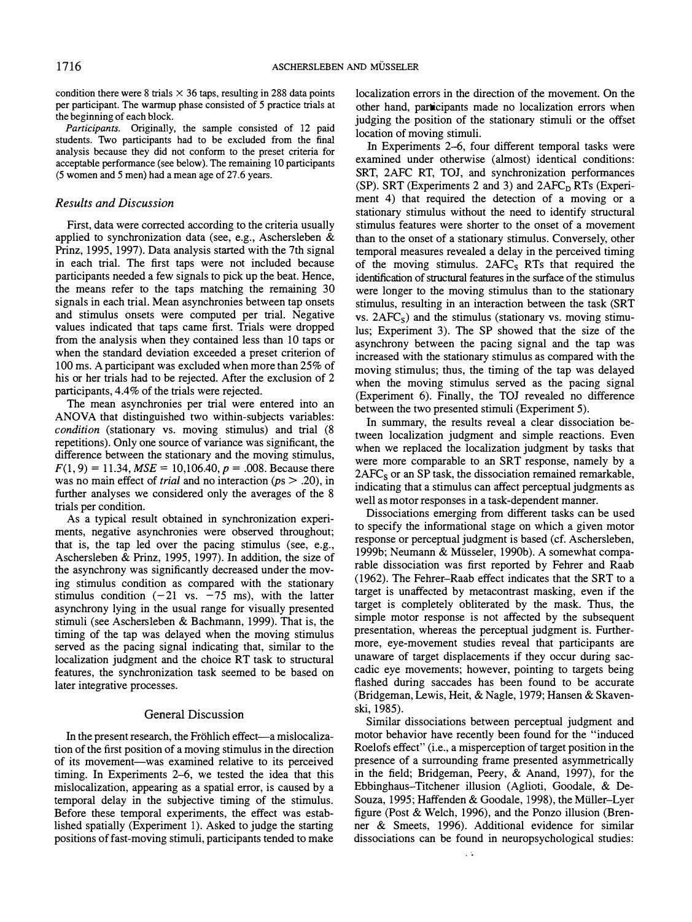condition there were 8 trials × 36 taps, resulting in 288 data points per participant. The warmup phase consisted of 5 practice trials at the beginning of each block.

*Participants.* Originally, the sample consisted of 12 paid students. Two participants had to be excluded from the final analysis because they did not conform to the preset criteria for acceptable performance (see below). The remaining 10 participants (5 women and 5 men) had a mean age of 27.6 years.

### Results and Discussion

First, data were corrected according to the criteria usually applied to synchronization data (see, e.g., Aschersleben & Prinz, 1995, 1997). Data analysis started with the 7th signal in each trial. The first taps were not included because participants needed a few signals to pick up the beat. Hence, the means refer to the taps matching the remaining 30 signals in each trial. Mean asynchronies between tap onsets and stimulus onsets were computed per trial. Negative values indicated that taps came first. Trials were dropped from the analysis when they contained less than 10 taps or when the standard deviation exceeded a preset criterion of 100 ms. A participant was excluded when more than 25% of his or her trials had to be rejected. After the exclusion of 2 participants, 4.4% of the trials were rejected.

The mean asynchronies per trial were entered into an ANOVA that distinguished two within-subjects variables: *condition* (stationary vs. moving stimulus) and trial (8 repetitions). Only one source of variance was significant, the difference between the stationary and the moving stimulus, $F(1, 9) = 11.34$, $MSE = 10{,}106.40$, $p = .008$. Because there was no main effect of *trial* and no interaction ($ps > .20$), in further analyses we considered only the averages of the 8 trials per condition.

As a typical result obtained in synchronization experiments, negative asynchronies were observed throughout; that is, the tap led over the pacing stimulus (see, e.g., Aschersleben & Prinz, 1995, 1997). In addition, the size of the asynchrony was significantly decreased under the moving stimulus condition as compared with the stationary stimulus condition (−21 vs. −75 ms), with the latter asynchrony lying in the usual range for visually presented stimuli (see Aschersleben & Bachmann, 1999). That is, the timing of the tap was delayed when the moving stimulus served as the pacing signal indicating that, similar to the localization judgment and the choice RT task to structural features, the synchronization task seemed to be based on later integrative processes.

## General Discussion

In the present research, the Fröhlich effect—a mislocalization of the first position of a moving stimulus in the direction of its movement—was examined relative to its perceived timing. In Experiments 2–6, we tested the idea that this mislocalization, appearing as a spatial error, is caused by a temporal delay in the subjective timing of the stimulus. Before these temporal experiments, the effect was established spatially (Experiment 1). Asked to judge the starting positions of fast-moving stimuli, participants tended to make localization errors in the direction of the movement. On the other hand, participants made no localization errors when judging the position of the stationary stimuli or the offset location of moving stimuli.

In Experiments 2–6, four different temporal tasks were examined under otherwise (almost) identical conditions: SRT, 2AFC RT, TOJ, and synchronization performances (SP). SRT (Experiments 2 and 3) and $2AFC_D$ RTs (Experiment 4) that required the detection of a moving or a stationary stimulus without the need to identify structural stimulus features were shorter to the onset of a movement than to the onset of a stationary stimulus. Conversely, other temporal measures revealed a delay in the perceived timing of the moving stimulus. $2AFC_S$ RTs that required the identification of structural features in the surface of the stimulus were longer to the moving stimulus than to the stationary stimulus, resulting in an interaction between the task (SRT vs. $2AFC_S$) and the stimulus (stationary vs. moving stimulus; Experiment 3). The SP showed that the size of the asynchrony between the pacing signal and the tap was increased with the stationary stimulus as compared with the moving stimulus; thus, the timing of the tap was delayed when the moving stimulus served as the pacing signal (Experiment 6). Finally, the TOJ revealed no difference between the two presented stimuli (Experiment 5).

In summary, the results reveal a clear dissociation between localization judgment and simple reactions. Even when we replaced the localization judgment by tasks that were more comparable to an SRT response, namely by a $2AFC_S$ or an SP task, the dissociation remained remarkable, indicating that a stimulus can affect perceptual judgments as well as motor responses in a task-dependent manner.

Dissociations emerging from different tasks can be used to specify the informational stage on which a given motor response or perceptual judgment is based (cf. Aschersleben, 1999b; Neumann & Müsseler, 1990b). A somewhat comparable dissociation was first reported by Fehrer and Raab (1962). The Fehrer–Raab effect indicates that the SRT to a target is unaffected by metacontrast masking, even if the target is completely obliterated by the mask. Thus, the simple motor response is not affected by the subsequent presentation, whereas the perceptual judgment is. Furthermore, eye-movement studies reveal that participants are unaware of target displacements if they occur during saccadic eye movements; however, pointing to targets being flashed during saccades has been found to be accurate (Bridgeman, Lewis, Heit, & Nagle, 1979; Hansen & Skavenski, 1985).

Similar dissociations between perceptual judgment and motor behavior have recently been found for the "induced Roelofs effect" (i.e., a misperception of target position in the presence of a surrounding frame presented asymmetrically in the field; Bridgeman, Peery, & Anand, 1997), for the Ebbinghaus–Titchener illusion (Aglioti, Goodale, & DeSouza, 1995; Haffenden & Goodale, 1998), the Müller–Lyer figure (Post & Welch, 1996), and the Ponzo illusion (Brenner & Smeets, 1996). Additional evidence for similar dissociations can be found in neuropsychological studies: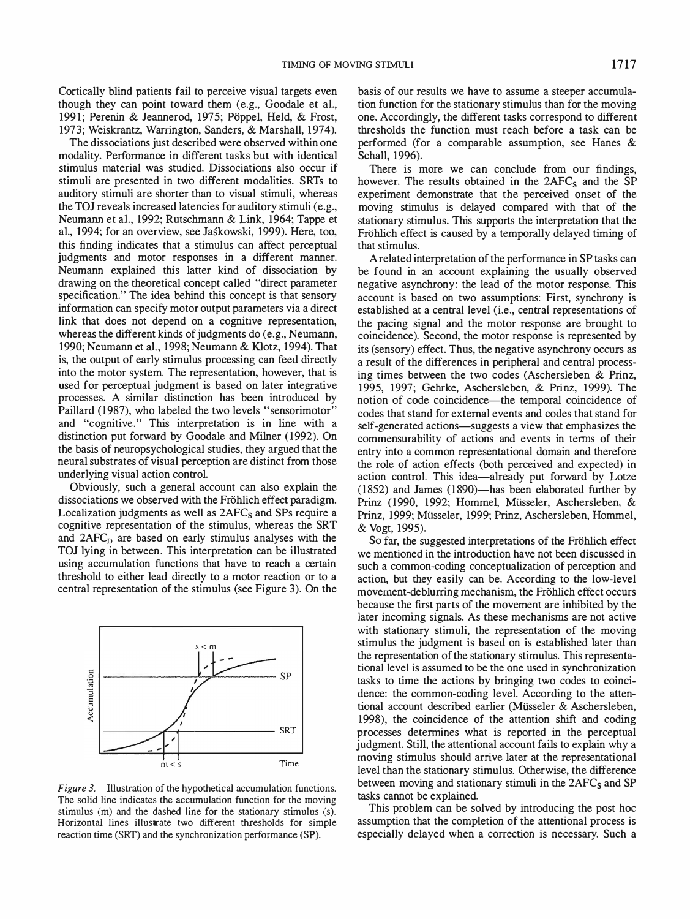Cortically blind patients fail to perceive visual targets even though they can point toward them (e.g., Goodale et al., 1991; Perenin & Jeannerod, 1975; Pöppel, Held, & Frost, 1973; Weiskrantz, Warrington, Sanders, & Marshall, 1974).

The dissociations just described were observed within one modality. Performance in different tasks but with identical stimulus material was studied. Dissociations also occur if stimuli are presented in two different modalities. SRTs to auditory stimuli are shorter than to visual stimuli, whereas the TOJ reveals increased latencies for auditory stimuli (e.g., Neumann et al., 1992; Rutschmann & Link, 1964; Tappe et al., 1994; for an overview, see Jaśkowski, 1999). Here, too, this finding indicates that a stimulus can affect perceptual judgments and motor responses in a different manner. Neumann explained this latter kind of dissociation by drawing on the theoretical concept called "direct parameter specification." The idea behind this concept is that sensory information can specify motor output parameters via a direct link that does not depend on a cognitive representation, whereas the different kinds of judgments do (e.g., Neumann, 1990; Neumann et al., 1998; Neumann & Klotz, 1994). That is, the output of early stimulus processing can feed directly into the motor system. The representation, however, that is used for perceptual judgment is based on later integrative processes. A similar distinction has been introduced by Paillard (1987), who labeled the two levels "sensorimotor" and "cognitive." This interpretation is in line with a distinction put forward by Goodale and Milner (1992). On the basis of neuropsychological studies, they argued that the neural substrates of visual perception are distinct from those underlying visual action control.

Obviously, such a general account can also explain the dissociations we observed with the Fröhlich effect paradigm. Localization judgments as well as $2AFC_S$ and SPs require a cognitive representation of the stimulus, whereas the SRT and $2AFC_D$ are based on early stimulus analyses with the TOJ lying in between. This interpretation can be illustrated using accumulation functions that have to reach a certain threshold to either lead directly to a motor reaction or to a central representation of the stimulus (see Figure 3). On the basis of our results we have to assume a steeper accumulation function for the stationary stimulus than for the moving one. Accordingly, the different tasks correspond to different thresholds the function must reach before a task can be performed (for a comparable assumption, see Hanes & Schall, 1996).

*Figure 3.* Illustration of the hypothetical accumulation functions. The solid line indicates the accumulation function for the moving stimulus (m) and the dashed line for the stationary stimulus (s). Horizontal lines illustrate two different thresholds for simple reaction time (SRT) and the synchronization performance (SP).

There is more we can conclude from our findings, however. The results obtained in the $2AFC_S$ and the SP experiment demonstrate that the perceived onset of the moving stimulus is delayed compared with that of the stationary stimulus. This supports the interpretation that the Fröhlich effect is caused by a temporally delayed timing of that stimulus.

A related interpretation of the performance in SP tasks can be found in an account explaining the usually observed negative asynchrony: the lead of the motor response. This account is based on two assumptions: First, synchrony is established at a central level (i.e., central representations of the pacing signal and the motor response are brought to coincidence). Second, the motor response is represented by its (sensory) effect. Thus, the negative asynchrony occurs as a result of the differences in peripheral and central processing times between the two codes (Aschersleben & Prinz, 1995, 1997; Gehrke, Aschersleben, & Prinz, 1999). The notion of code coincidence—the temporal coincidence of codes that stand for external events and codes that stand for self-generated actions—suggests a view that emphasizes the commensurability of actions and events in terms of their entry into a common representational domain and therefore the role of action effects (both perceived and expected) in action control. This idea—already put forward by Lotze (1852) and James (1890)—has been elaborated further by Prinz (1990, 1992; Hommel, Müsseler, Aschersleben, & Prinz, 1999; Müsseler, 1999; Prinz, Aschersleben, Hommel, & Vogt, 1995).

So far, the suggested interpretations of the Fröhlich effect we mentioned in the introduction have not been discussed in such a common-coding conceptualization of perception and action, but they easily can be. According to the low-level movement-deblurring mechanism, the Fröhlich effect occurs because the first parts of the movement are inhibited by the later incoming signals. As these mechanisms are not active with stationary stimuli, the representation of the moving stimulus the judgment is based on is established later than the representation of the stationary stimulus. This representational level is assumed to be the one used in synchronization tasks to time the actions by bringing two codes to coincidence: the common-coding level. According to the attentional account described earlier (Müsseler & Aschersleben, 1998), the coincidence of the attention shift and coding processes determines what is reported in the perceptual judgment. Still, the attentional account fails to explain why a moving stimulus should arrive later at the representational level than the stationary stimulus. Otherwise, the difference between moving and stationary stimuli in the $2AFC_S$ and SP tasks cannot be explained.

This problem can be solved by introducing the post hoc assumption that the completion of the attentional process is especially delayed when a correction is necessary. Such a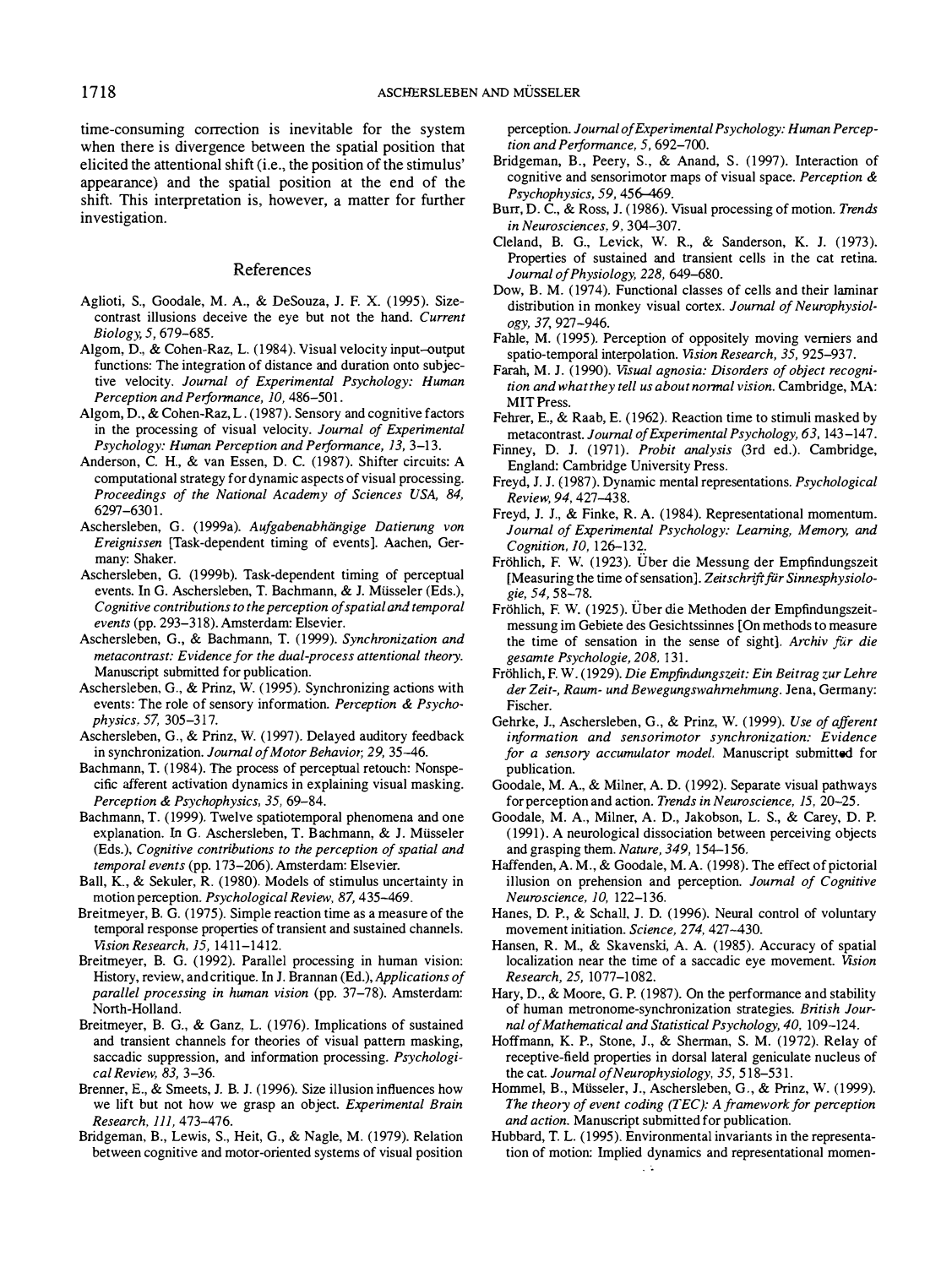time-consuming correction is inevitable for the system when there is divergence between the spatial position that elicited the attentional shift (i.e., the position of the stimulus' appearance) and the spatial position at the end of the shift. This interpretation is, however, a matter for further investigation.

## References

Aglioti, S., Goodale, M. A., & DeSouza, J. F. X. (1995). Size-contrast illusions deceive the eye but not the hand. *Current Biology, 5*, 679–685.

Algom, D., & Cohen-Raz, L. (1984). Visual velocity input–output functions: The integration of distance and duration onto subjective velocity. *Journal of Experimental Psychology: Human Perception and Performance, 10*, 486–501.

Algom, D., & Cohen-Raz, L. (1987). Sensory and cognitive factors in the processing of visual velocity. *Journal of Experimental Psychology: Human Perception and Performance, 13*, 3–13.

Anderson, C. H., & van Essen, D. C. (1987). Shifter circuits: A computational strategy for dynamic aspects of visual processing. *Proceedings of the National Academy of Sciences USA, 84*, 6297–6301.

Aschersleben, G. (1999a). *Aufgabenabhängige Datierung von Ereignissen* [Task-dependent timing of events]. Aachen, Germany: Shaker.

Aschersleben, G. (1999b). Task-dependent timing of perceptual events. In G. Aschersleben, T. Bachmann, & J. Müsseler (Eds.), *Cognitive contributions to the perception of spatial and temporal events* (pp. 293–318). Amsterdam: Elsevier.

Aschersleben, G., & Bachmann, T. (1999). *Synchronization and metacontrast: Evidence for the dual-process attentional theory.* Manuscript submitted for publication.

Aschersleben, G., & Prinz, W. (1995). Synchronizing actions with events: The role of sensory information. *Perception & Psychophysics, 57*, 305–317.

Aschersleben, G., & Prinz, W. (1997). Delayed auditory feedback in synchronization. *Journal of Motor Behavior, 29*, 35–46.

Bachmann, T. (1984). The process of perceptual retouch: Nonspecific afferent activation dynamics in explaining visual masking. *Perception & Psychophysics, 35*, 69–84.

Bachmann, T. (1999). Twelve spatiotemporal phenomena and one explanation. In G. Aschersleben, T. Bachmann, & J. Müsseler (Eds.), *Cognitive contributions to the perception of spatial and temporal events* (pp. 173–206). Amsterdam: Elsevier.

Ball, K., & Sekuler, R. (1980). Models of stimulus uncertainty in motion perception. *Psychological Review, 87*, 435–469.

Breitmeyer, B. G. (1975). Simple reaction time as a measure of the temporal response properties of transient and sustained channels. *Vision Research, 15*, 1411–1412.

Breitmeyer, B. G. (1992). Parallel processing in human vision: History, review, and critique. In J. Brannan (Ed.), *Applications of parallel processing in human vision* (pp. 37–78). Amsterdam: North-Holland.

Breitmeyer, B. G., & Ganz, L. (1976). Implications of sustained and transient channels for theories of visual pattern masking, saccadic suppression, and information processing. *Psychological Review, 83*, 3–36.

Brenner, E., & Smeets, J. B. J. (1996). Size illusion influences how we lift but not how we grasp an object. *Experimental Brain Research, 111*, 473–476.

Bridgeman, B., Lewis, S., Heit, G., & Nagle, M. (1979). Relation between cognitive and motor-oriented systems of visual position perception. *Journal of Experimental Psychology: Human Perception and Performance, 5*, 692–700.

Bridgeman, B., Peery, S., & Anand, S. (1997). Interaction of cognitive and sensorimotor maps of visual space. *Perception & Psychophysics, 59*, 456–469.

Burr, D. C., & Ross, J. (1986). Visual processing of motion. *Trends in Neurosciences, 9*, 304–307.

Cleland, B. G., Levick, W. R., & Sanderson, K. J. (1973). Properties of sustained and transient cells in the cat retina. *Journal of Physiology, 228*, 649–680.

Dow, B. M. (1974). Functional classes of cells and their laminar distribution in monkey visual cortex. *Journal of Neurophysiology, 37*, 927–946.

Fahle, M. (1995). Perception of oppositely moving verniers and spatio-temporal interpolation. *Vision Research, 35*, 925–937.

Farah, M. J. (1990). *Visual agnosia: Disorders of object recognition and what they tell us about normal vision.* Cambridge, MA: MIT Press.

Fehrer, E., & Raab, E. (1962). Reaction time to stimuli masked by metacontrast. *Journal of Experimental Psychology, 63*, 143–147.

Finney, D. J. (1971). *Probit analysis* (3rd ed.). Cambridge, England: Cambridge University Press.

Freyd, J. J. (1987). Dynamic mental representations. *Psychological Review, 94*, 427–438.

Freyd, J. J., & Finke, R. A. (1984). Representational momentum. *Journal of Experimental Psychology: Learning, Memory, and Cognition, 10*, 126–132.

Fröhlich, F. W. (1923). Über die Messung der Empfindungszeit [Measuring the time of sensation]. *Zeitschrift für Sinnesphysiologie, 54*, 58–78.

Fröhlich, F. W. (1925). Über die Methoden der Empfindungszeitmessung im Gebiete des Gesichtssinnes [On methods to measure the time of sensation in the sense of sight]. *Archiv für die gesamte Psychologie, 208*, 131.

Fröhlich, F. W. (1929). *Die Empfindungszeit: Ein Beitrag zur Lehre der Zeit-, Raum- und Bewegungswahrnehmung.* Jena, Germany: Fischer.

Gehrke, J., Aschersleben, G., & Prinz, W. (1999). *Use of afferent information and sensorimotor synchronization: Evidence for a sensory accumulator model.* Manuscript submitted for publication.

Goodale, M. A., & Milner, A. D. (1992). Separate visual pathways for perception and action. *Trends in Neuroscience, 15*, 20–25.

Goodale, M. A., Milner, A. D., Jakobson, L. S., & Carey, D. P. (1991). A neurological dissociation between perceiving objects and grasping them. *Nature, 349*, 154–156.

Haffenden, A. M., & Goodale, M. A. (1998). The effect of pictorial illusion on prehension and perception. *Journal of Cognitive Neuroscience, 10*, 122–136.

Hanes, D. P., & Schall, J. D. (1996). Neural control of voluntary movement initiation. *Science, 274*, 427–430.

Hansen, R. M., & Skavenski, A. A. (1985). Accuracy of spatial localization near the time of a saccadic eye movement. *Vision Research, 25*, 1077–1082.

Hary, D., & Moore, G. P. (1987). On the performance and stability of human metronome-synchronization strategies. *British Journal of Mathematical and Statistical Psychology, 40*, 109–124.

Hoffmann, K. P., Stone, J., & Sherman, S. M. (1972). Relay of receptive-field properties in dorsal lateral geniculate nucleus of the cat. *Journal of Neurophysiology, 35*, 518–531.

Hommel, B., Müsseler, J., Aschersleben, G., & Prinz, W. (1999). *The theory of event coding (TEC): A framework for perception and action.* Manuscript submitted for publication.

Hubbard, T. L. (1995). Environmental invariants in the representation of motion: Implied dynamics and representational momen-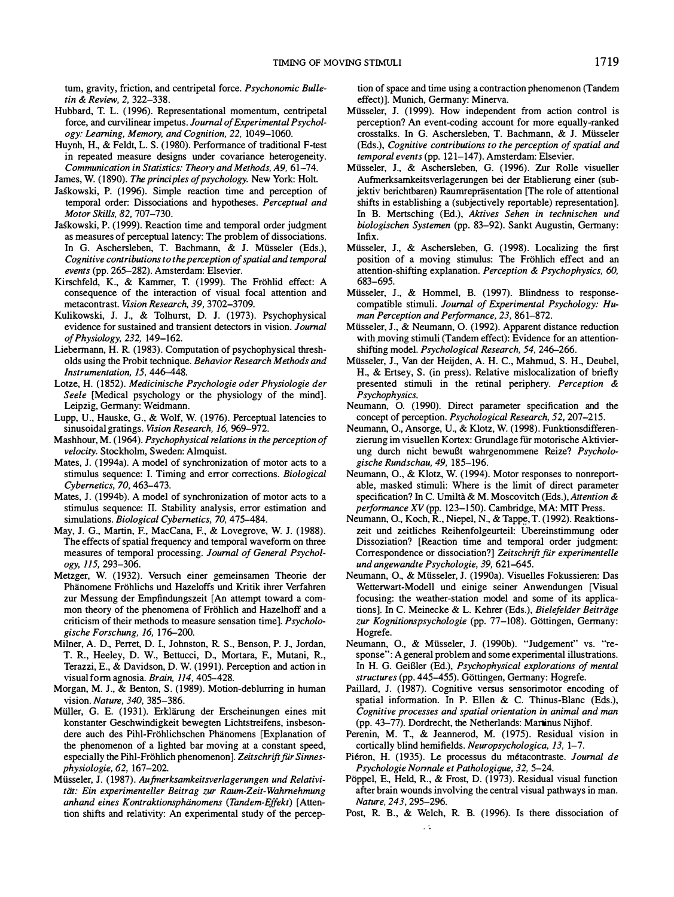tum, gravity, friction, and centripetal force. *Psychonomic Bulletin & Review, 2,* 322–338.

Hubbard, T. L. (1996). Representational momentum, centripetal force, and curvilinear impetus. *Journal of Experimental Psychology: Learning, Memory, and Cognition, 22,* 1049–1060.

Huynh, H., & Feldt, L. S. (1980). Performance of traditional F-test in repeated measure designs under covariance heterogeneity. *Communication in Statistics: Theory and Methods, A9,* 61–74.

James, W. (1890). *The principles of psychology.* New York: Holt.

Jaśkowski, P. (1996). Simple reaction time and perception of temporal order: Dissociations and hypotheses. *Perceptual and Motor Skills, 82,* 707–730.

Jaśkowski, P. (1999). Reaction time and temporal order judgment as measures of perceptual latency: The problem of dissociations. In G. Aschersleben, T. Bachmann, & J. Müsseler (Eds.), *Cognitive contributions to the perception of spatial and temporal events* (pp. 265–282). Amsterdam: Elsevier.

Kirschfeld, K., & Kammer, T. (1999). The Fröhlid effect: A consequence of the interaction of visual focal attention and metacontrast. *Vision Research, 39,* 3702–3709.

Kulikowski, J. J., & Tolhurst, D. J. (1973). Psychophysical evidence for sustained and transient detectors in vision. *Journal of Physiology, 232,* 149–162.

Liebermann, H. R. (1983). Computation of psychophysical thresholds using the Probit technique. *Behavior Research Methods and Instrumentation, 15,* 446–448.

Lotze, H. (1852). *Medicinische Psychologie oder Physiologie der Seele* [Medical psychology or the physiology of the mind]. Leipzig, Germany: Weidmann.

Lupp, U., Hauske, G., & Wolf, W. (1976). Perceptual latencies to sinusoidal gratings. *Vision Research, 16,* 969–972.

Mashhour, M. (1964). *Psychophysical relations in the perception of velocity.* Stockholm, Sweden: Almquist.

Mates, J. (1994a). A model of synchronization of motor acts to a stimulus sequence: I. Timing and error corrections. *Biological Cybernetics, 70,* 463–473.

Mates, J. (1994b). A model of synchronization of motor acts to a stimulus sequence: II. Stability analysis, error estimation and simulations. *Biological Cybernetics, 70,* 475–484.

May, J. G., Martin, F., MacCana, F., & Lovegrove, W. J. (1988). The effects of spatial frequency and temporal waveform on three measures of temporal processing. *Journal of General Psychology, 115,* 293–306.

Metzger, W. (1932). Versuch einer gemeinsamen Theorie der Phänomene Fröhlichs und Hazeloffs und Kritik ihrer Verfahren zur Messung der Empfindungszeit [An attempt toward a common theory of the phenomena of Fröhlich and Hazelhoff and a criticism of their methods to measure sensation time]. *Psychologische Forschung, 16,* 176–200.

Milner, A. D., Perret, D. I., Johnston, R. S., Benson, P. J., Jordan, T. R., Heeley, D. W., Bettucci, D., Mortara, F., Mutani, R., Terazzi, E., & Davidson, D. W. (1991). Perception and action in visual form agnosia. *Brain, 114,* 405–428.

Morgan, M. J., & Benton, S. (1989). Motion-deblurring in human vision. *Nature, 340,* 385–386.

Müller, G. E. (1931). Erklärung der Erscheinungen eines mit konstanter Geschwindigkeit bewegten Lichtstreifens, insbesondere auch des Pihl-Fröhlichschen Phänomens [Explanation of the phenomenon of a lighted bar moving at a constant speed, especially the Pihl-Fröhlich phenomenon]. *Zeitschrift für Sinnesphysiologie, 62,* 167–202.

Müsseler, J. (1987). *Aufmerksamkeitsverlagerungen und Relativität: Ein experimenteller Beitrag zur Raum-Zeit-Wahrnehmung anhand eines Kontraktionsphänomens (Tandem-Effekt)* [Attention shifts and relativity: An experimental study of the perception of space and time using a contraction phenomenon (Tandem effect)]. Munich, Germany: Minerva.

Müsseler, J. (1999). How independent from action control is perception? An event-coding account for more equally-ranked crosstalks. In G. Aschersleben, T. Bachmann, & J. Müsseler (Eds.), *Cognitive contributions to the perception of spatial and temporal events* (pp. 121–147). Amsterdam: Elsevier.

Müsseler, J., & Aschersleben, G. (1996). Zur Rolle visueller Aufmerksamkeitsverlagerungen bei der Etablierung einer (subjektiv berichtbaren) Raumrepräsentation [The role of attentional shifts in establishing a (subjectively reportable) representation]. In B. Mertsching (Ed.), *Aktives Sehen in technischen und biologischen Systemen* (pp. 83–92). Sankt Augustin, Germany: Infix.

Müsseler, J., & Aschersleben, G. (1998). Localizing the first position of a moving stimulus: The Fröhlich effect and an attention-shifting explanation. *Perception & Psychophysics, 60,* 683–695.

Müsseler, J., & Hommel, B. (1997). Blindness to response-compatible stimuli. *Journal of Experimental Psychology: Human Perception and Performance, 23,* 861–872.

Müsseler, J., & Neumann, O. (1992). Apparent distance reduction with moving stimuli (Tandem effect): Evidence for an attention-shifting model. *Psychological Research, 54,* 246–266.

Müsseler, J., Van der Heijden, A. H. C., Mahmud, S. H., Deubel, H., & Ertsey, S. (in press). Relative mislocalization of briefly presented stimuli in the retinal periphery. *Perception & Psychophysics.*

Neumann, O. (1990). Direct parameter specification and the concept of perception. *Psychological Research, 52,* 207–215.

Neumann, O., Ansorge, U., & Klotz, W. (1998). Funktionsdifferenzierung im visuellen Kortex: Grundlage für motorische Aktivierung durch nicht bewußt wahrgenommene Reize? *Psychologische Rundschau, 49,* 185–196.

Neumann, O., & Klotz, W. (1994). Motor responses to nonreportable, masked stimuli: Where is the limit of direct parameter specification? In C. Umiltà & M. Moscovitch (Eds.), *Attention & performance XV* (pp. 123–150). Cambridge, MA: MIT Press.

Neumann, O., Koch, R., Niepel, N., & Tappe, T. (1992). Reaktionszeit und zeitliches Reihenfolgeurteil: Übereinstimmung oder Dissoziation? [Reaction time and temporal order judgment: Correspondence or dissociation?] *Zeitschrift für experimentelle und angewandte Psychologie, 39,* 621–645.

Neumann, O., & Müsseler, J. (1990a). Visuelles Fokussieren: Das Wetterwart-Modell und einige seiner Anwendungen [Visual focusing: the weather-station model and some of its applications]. In C. Meinecke & L. Kehrer (Eds.), *Bielefelder Beiträge zur Kognitionspsychologie* (pp. 77–108). Göttingen, Germany: Hogrefe.

Neumann, O., & Müsseler, J. (1990b). "Judgement" vs. "response": A general problem and some experimental illustrations. In H. G. Geißler (Ed.), *Psychophysical explorations of mental structures* (pp. 445–455). Göttingen, Germany: Hogrefe.

Paillard, J. (1987). Cognitive versus sensorimotor encoding of spatial information. In P. Ellen & C. Thinus-Blanc (Eds.), *Cognitive processes and spatial orientation in animal and man* (pp. 43–77). Dordrecht, the Netherlands: Martinus Nijhof.

Perenin, M. T., & Jeannerod, M. (1975). Residual vision in cortically blind hemifields. *Neuropsychologica, 13,* 1–7.

Piéron, H. (1935). Le processus du métacontraste. *Journal de Psychologie Normale et Pathologique, 32,* 5–24.

Pöppel, E., Held, R., & Frost, D. (1973). Residual visual function after brain wounds involving the central visual pathways in man. *Nature, 243,* 295–296.

Post, R. B., & Welch, R. B. (1996). Is there dissociation of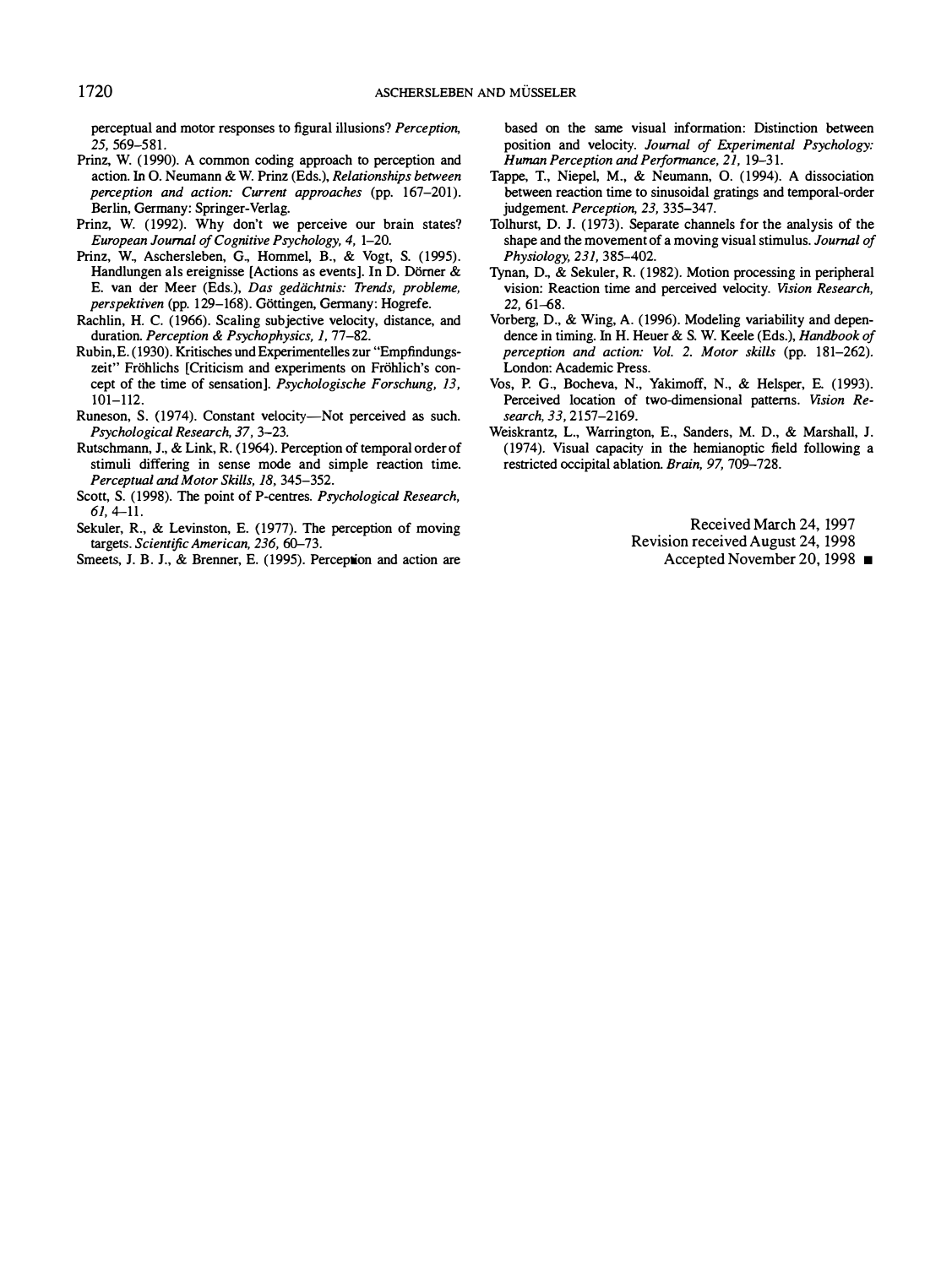perceptual and motor responses to figural illusions? *Perception, 25,* 569–581.

Prinz, W. (1990). A common coding approach to perception and action. In O. Neumann & W. Prinz (Eds.), *Relationships between perception and action: Current approaches* (pp. 167–201). Berlin, Germany: Springer-Verlag.

Prinz, W. (1992). Why don't we perceive our brain states? *European Journal of Cognitive Psychology, 4,* 1–20.

Prinz, W., Aschersleben, G., Hommel, B., & Vogt, S. (1995). Handlungen als ereignisse [Actions as events]. In D. Dörner & E. van der Meer (Eds.), *Das gedächtnis: Trends, probleme, perspektiven* (pp. 129–168). Göttingen, Germany: Hogrefe.

Rachlin, H. C. (1966). Scaling subjective velocity, distance, and duration. *Perception & Psychophysics, 1,* 77–82.

Rubin, E. (1930). Kritisches und Experimentelles zur "Empfindungszeit" Fröhlichs [Criticism and experiments on Fröhlich's concept of the time of sensation]. *Psychologische Forschung, 13,* 101–112.

Runeson, S. (1974). Constant velocity—Not perceived as such. *Psychological Research, 37,* 3–23.

Rutschmann, J., & Link, R. (1964). Perception of temporal order of stimuli differing in sense mode and simple reaction time. *Perceptual and Motor Skills, 18,* 345–352.

Scott, S. (1998). The point of P-centres. *Psychological Research, 61,* 4–11.

Sekuler, R., & Levinston, E. (1977). The perception of moving targets. *Scientific American, 236,* 60–73.

Smeets, J. B. J., & Brenner, E. (1995). Perception and action are based on the same visual information: Distinction between position and velocity. *Journal of Experimental Psychology: Human Perception and Performance, 21,* 19–31.

Tappe, T., Niepel, M., & Neumann, O. (1994). A dissociation between reaction time to sinusoidal gratings and temporal-order judgement. *Perception, 23,* 335–347.

Tolhurst, D. J. (1973). Separate channels for the analysis of the shape and the movement of a moving visual stimulus. *Journal of Physiology, 231,* 385–402.

Tynan, D., & Sekuler, R. (1982). Motion processing in peripheral vision: Reaction time and perceived velocity. *Vision Research, 22,* 61–68.

Vorberg, D., & Wing, A. (1996). Modeling variability and dependence in timing. In H. Heuer & S. W. Keele (Eds.), *Handbook of perception and action: Vol. 2. Motor skills* (pp. 181–262). London: Academic Press.

Vos, P. G., Bocheva, N., Yakimoff, N., & Helsper, E. (1993). Perceived location of two-dimensional patterns. *Vision Research, 33,* 2157–2169.

Weiskrantz, L., Warrington, E., Sanders, M. D., & Marshall, J. (1974). Visual capacity in the hemianoptic field following a restricted occipital ablation. *Brain, 97,* 709–728.

Received March 24, 1997
Revision received August 24, 1998
Accepted November 20, 1998 ■